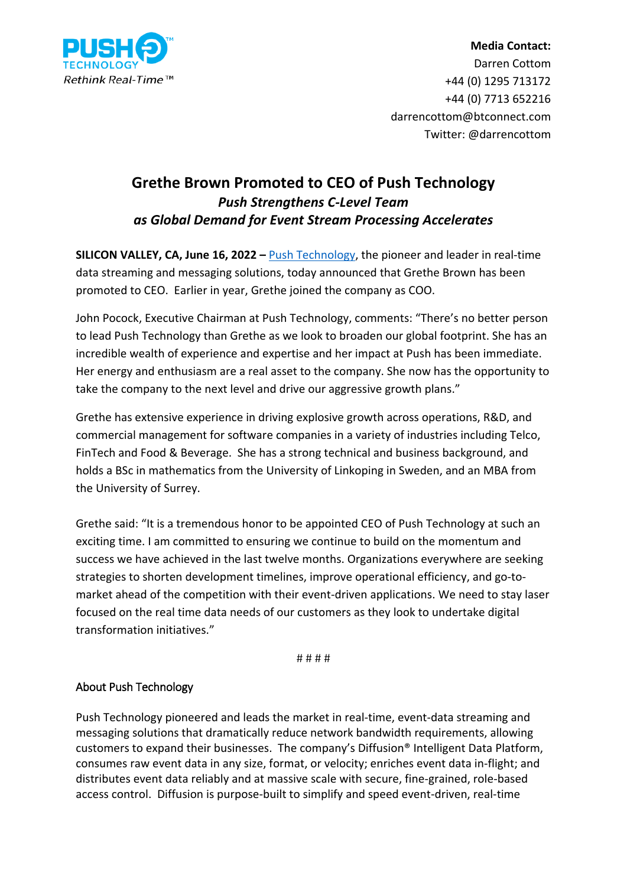PUSH TECHNOLOGY

*Rethink Real-Time™*

**Media Contact:**
Darren Cottom
+44 (0) 1295 713172
+44 (0) 7713 652216
darrencottom@btconnect.com
Twitter: @darrencottom

# Grethe Brown Promoted to CEO of Push Technology

## *Push Strengthens C-Level Team as Global Demand for Event Stream Processing Accelerates*

**SILICON VALLEY, CA, June 16, 2022 –** Push Technology, the pioneer and leader in real-time data streaming and messaging solutions, today announced that Grethe Brown has been promoted to CEO. Earlier in year, Grethe joined the company as COO.

John Pocock, Executive Chairman at Push Technology, comments: "There's no better person to lead Push Technology than Grethe as we look to broaden our global footprint. She has an incredible wealth of experience and expertise and her impact at Push has been immediate. Her energy and enthusiasm are a real asset to the company. She now has the opportunity to take the company to the next level and drive our aggressive growth plans."

Grethe has extensive experience in driving explosive growth across operations, R&D, and commercial management for software companies in a variety of industries including Telco, FinTech and Food & Beverage. She has a strong technical and business background, and holds a BSc in mathematics from the University of Linkoping in Sweden, and an MBA from the University of Surrey.

Grethe said: "It is a tremendous honor to be appointed CEO of Push Technology at such an exciting time. I am committed to ensuring we continue to build on the momentum and success we have achieved in the last twelve months. Organizations everywhere are seeking strategies to shorten development timelines, improve operational efficiency, and go-to-market ahead of the competition with their event-driven applications. We need to stay laser focused on the real time data needs of our customers as they look to undertake digital transformation initiatives."

# # # #

About Push Technology

Push Technology pioneered and leads the market in real-time, event-data streaming and messaging solutions that dramatically reduce network bandwidth requirements, allowing customers to expand their businesses. The company's Diffusion® Intelligent Data Platform, consumes raw event data in any size, format, or velocity; enriches event data in-flight; and distributes event data reliably and at massive scale with secure, fine-grained, role-based access control. Diffusion is purpose-built to simplify and speed event-driven, real-time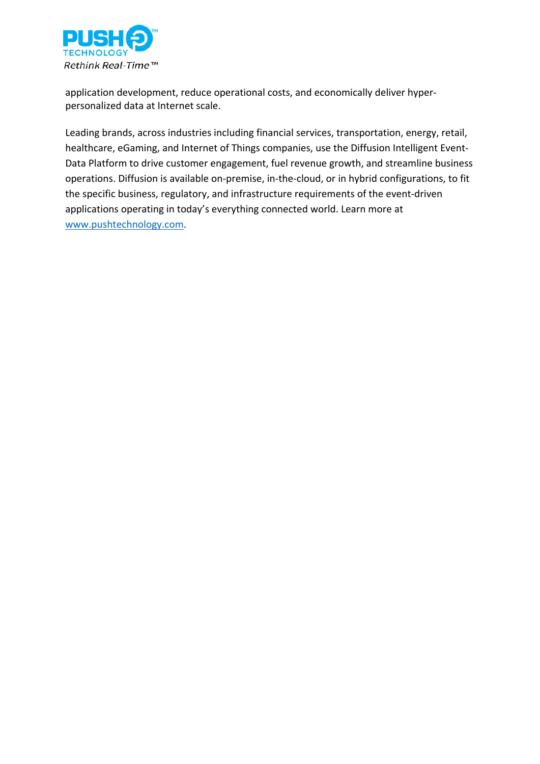application development, reduce operational costs, and economically deliver hyper-personalized data at Internet scale.

Leading brands, across industries including financial services, transportation, energy, retail, healthcare, eGaming, and Internet of Things companies, use the Diffusion Intelligent Event-Data Platform to drive customer engagement, fuel revenue growth, and streamline business operations. Diffusion is available on-premise, in-the-cloud, or in hybrid configurations, to fit the specific business, regulatory, and infrastructure requirements of the event-driven applications operating in today's everything connected world. Learn more at [www.pushtechnology.com](http://www.pushtechnology.com).